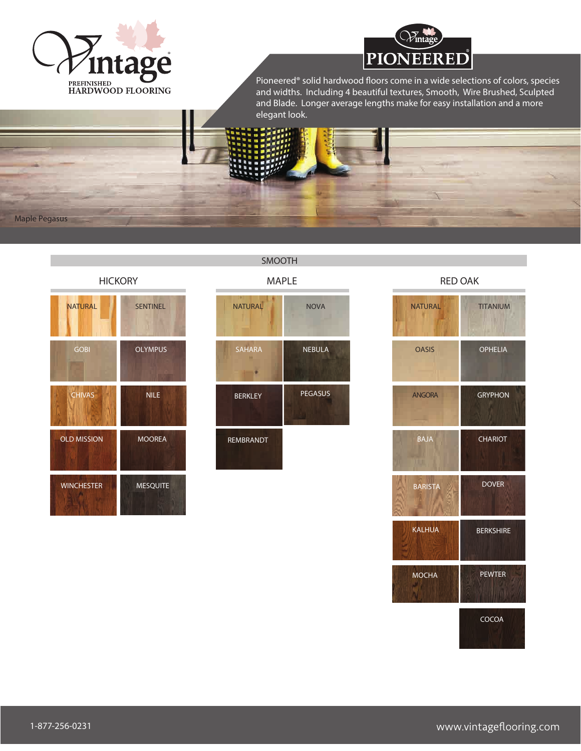# Vintage

PREFINISHED
HARDWOOD FLOORING

## Vintage PIONEERED®

Pioneered® solid hardwood floors come in a wide selections of colors, species and widths. Including 4 beautiful textures, Smooth, Wire Brushed, Sculpted and Blade. Longer average lengths make for easy installation and a more elegant look.

Maple Pegasus

## SMOOTH

### HICKORY

- NATURAL
- SENTINEL
- GOBI
- OLYMPUS
- CHIVAS
- NILE
- OLD MISSION
- MOOREA
- WINCHESTER
- MESQUITE

### MAPLE

- NATURAL
- NOVA
- SAHARA
- NEBULA
- BERKLEY
- PEGASUS
- REMBRANDT

### RED OAK

- NATURAL
- TITANIUM
- OASIS
- OPHELIA
- ANGORA
- GRYPHON
- BAJA
- CHARIOT
- BARISTA
- DOVER
- KALHUA
- BERKSHIRE
- MOCHA
- PEWTER
- COCOA

1-877-256-0231

www.vintageflooring.com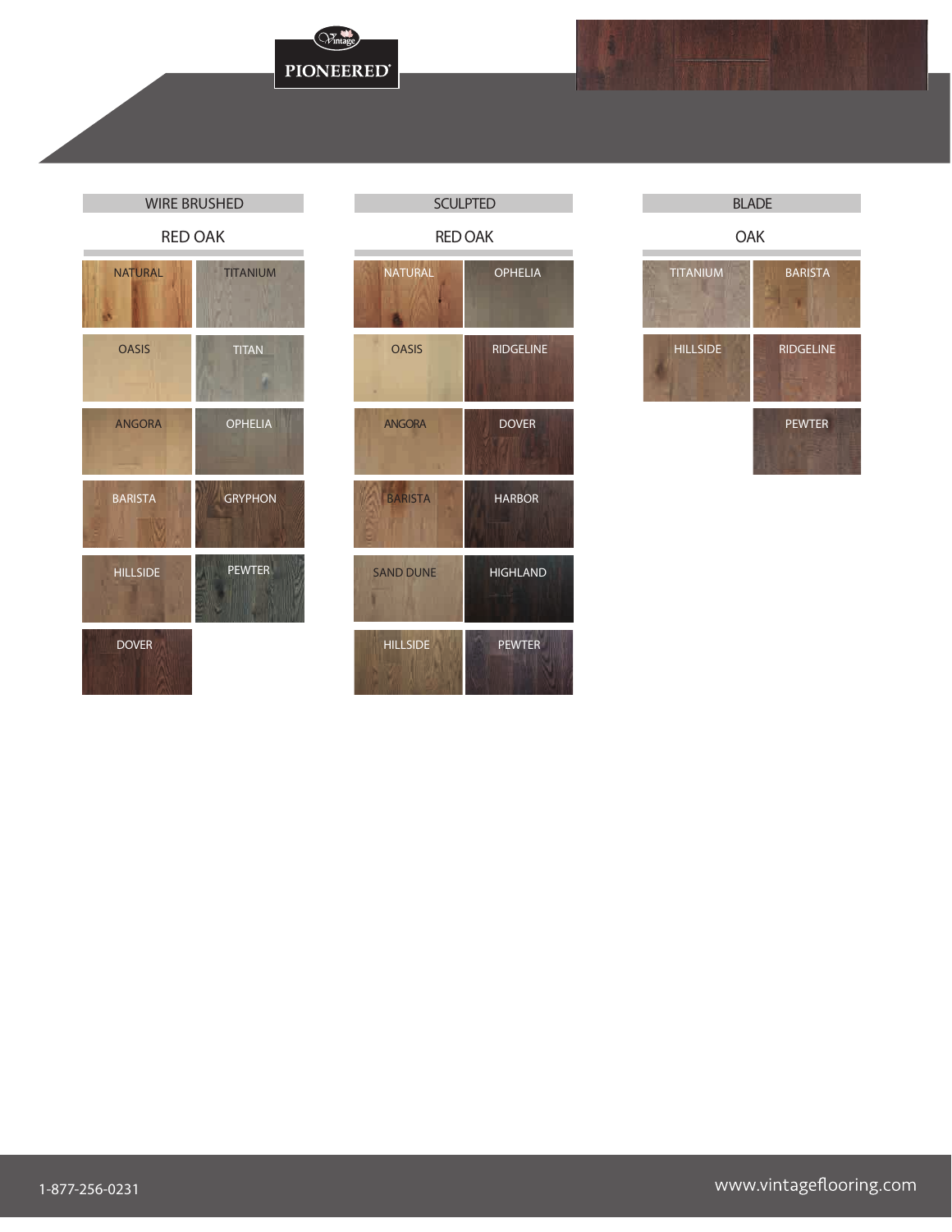## WIRE BRUSHED

### RED OAK

| | |
|---|---|
| NATURAL | TITANIUM |
| OASIS | TITAN |
| ANGORA | OPHELIA |
| BARISTA | GRYPHON |
| HILLSIDE | PEWTER |
| DOVER | |

## SCULPTED

### RED OAK

| | |
|---|---|
| NATURAL | OPHELIA |
| OASIS | RIDGELINE |
| ANGORA | DOVER |
| BARISTA | HARBOR |
| SAND DUNE | HIGHLAND |
| HILLSIDE | PEWTER |

## BLADE

### OAK

| | |
|---|---|
| TITANIUM | BARISTA |
| HILLSIDE | RIDGELINE |
| | PEWTER |

1-877-256-0231

www.vintageflooring.com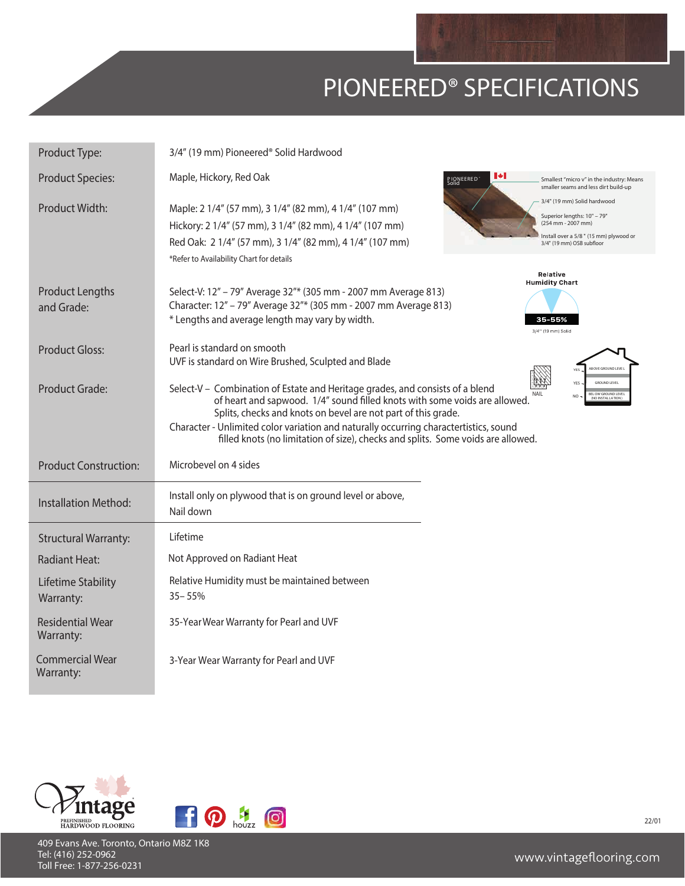# PIONEERED® SPECIFICATIONS

| | |
|---|---|
| Product Type: | 3/4″ (19 mm) Pioneered® Solid Hardwood |
| Product Species: | Maple, Hickory, Red Oak |
| Product Width: | Maple: 2 1/4″ (57 mm), 3 1/4″ (82 mm), 4 1/4″ (107 mm)<br>Hickory: 2 1/4″ (57 mm), 3 1/4″ (82 mm), 4 1/4″ (107 mm)<br>Red Oak: 2 1/4″ (57 mm), 3 1/4″ (82 mm), 4 1/4″ (107 mm)<br>*Refer to Availability Chart for details |
| Product Lengths and Grade: | Select-V: 12″ – 79″ Average 32″* (305 mm - 2007 mm Average 813)<br>Character: 12″ – 79″ Average 32″* (305 mm - 2007 mm Average 813)<br>* Lengths and average length may vary by width. |
| Product Gloss: | Pearl is standard on smooth<br>UVF is standard on Wire Brushed, Sculpted and Blade |
| Product Grade: | Select-V – Combination of Estate and Heritage grades, and consists of a blend of heart and sapwood. 1/4″ sound filled knots with some voids are allowed. Splits, checks and knots on bevel are not part of this grade.<br>Character - Unlimited color variation and naturally occurring charactertistics, sound filled knots (no limitation of size), checks and splits. Some voids are allowed. |
| Product Construction: | Microbevel on 4 sides |
| Installation Method: | Install only on plywood that is on ground level or above,<br>Nail down |
| Structural Warranty: | Lifetime |
| Radiant Heat: | Not Approved on Radiant Heat |
| Lifetime Stability Warranty: | Relative Humidity must be maintained between 35– 55% |
| Residential Wear Warranty: | 35-Year Wear Warranty for Pearl and UVF |
| Commercial Wear Warranty: | 3-Year Wear Warranty for Pearl and UVF |

PIONEERED® Solid

Smallest "micro v" in the industry: Means smaller seams and less dirt build-up

3/4" (19 mm) Solid hardwood

Superior lengths: 10" – 79" (254 mm - 2007 mm)

Install over a 5/8 " (15 mm) plywood or 3/4" (19 mm) OSB subfloor

Relative Humidity Chart

35-55%

3/4" (19 mm) Solid

NAIL

YES – ABOVE GROUND LEVEL

YES – GROUND LEVEL

NO – BELOW GROUND LEVEL (NO INSTALLATION)

Vintage PREFINISHED HARDWOOD FLOORING

22/01

409 Evans Ave. Toronto, Ontario M8Z 1K8
Tel: (416) 252-0962
Toll Free: 1-877-256-0231

www.vintageflooring.com